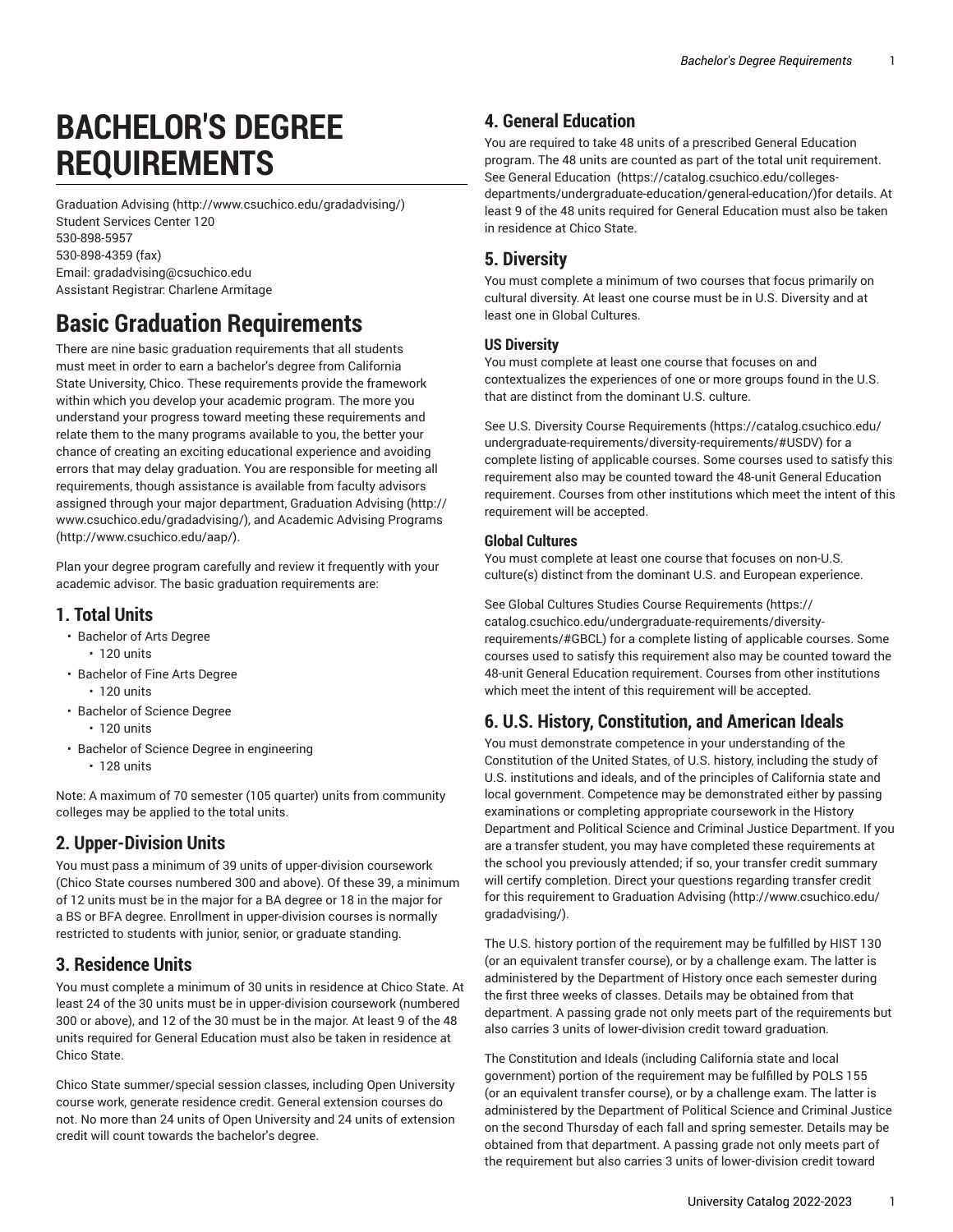# BACHELOR'S DEGREE REQUIREMENTS

Graduation Advising (http://www.csuchico.edu/gradadvising/)
Student Services Center 120
530-898-5957
530-898-4359 (fax)
Email: gradadvising@csuchico.edu
Assistant Registrar: Charlene Armitage

# Basic Graduation Requirements

There are nine basic graduation requirements that all students must meet in order to earn a bachelor's degree from California State University, Chico. These requirements provide the framework within which you develop your academic program. The more you understand your progress toward meeting these requirements and relate them to the many programs available to you, the better your chance of creating an exciting educational experience and avoiding errors that may delay graduation. You are responsible for meeting all requirements, though assistance is available from faculty advisors assigned through your major department, Graduation Advising (http://www.csuchico.edu/gradadvising/), and Academic Advising Programs (http://www.csuchico.edu/aap/).

Plan your degree program carefully and review it frequently with your academic advisor. The basic graduation requirements are:

## 1. Total Units

- Bachelor of Arts Degree
  - 120 units
- Bachelor of Fine Arts Degree
  - 120 units
- Bachelor of Science Degree
  - 120 units
- Bachelor of Science Degree in engineering
  - 128 units

Note: A maximum of 70 semester (105 quarter) units from community colleges may be applied to the total units.

## 2. Upper-Division Units

You must pass a minimum of 39 units of upper-division coursework (Chico State courses numbered 300 and above). Of these 39, a minimum of 12 units must be in the major for a BA degree or 18 in the major for a BS or BFA degree. Enrollment in upper-division courses is normally restricted to students with junior, senior, or graduate standing.

## 3. Residence Units

You must complete a minimum of 30 units in residence at Chico State. At least 24 of the 30 units must be in upper-division coursework (numbered 300 or above), and 12 of the 30 must be in the major. At least 9 of the 48 units required for General Education must also be taken in residence at Chico State.

Chico State summer/special session classes, including Open University course work, generate residence credit. General extension courses do not. No more than 24 units of Open University and 24 units of extension credit will count towards the bachelor's degree.

## 4. General Education

You are required to take 48 units of a prescribed General Education program. The 48 units are counted as part of the total unit requirement. See General Education (https://catalog.csuchico.edu/colleges-departments/undergraduate-education/general-education/)for details. At least 9 of the 48 units required for General Education must also be taken in residence at Chico State.

## 5. Diversity

You must complete a minimum of two courses that focus primarily on cultural diversity. At least one course must be in U.S. Diversity and at least one in Global Cultures.

### US Diversity

You must complete at least one course that focuses on and contextualizes the experiences of one or more groups found in the U.S. that are distinct from the dominant U.S. culture.

See U.S. Diversity Course Requirements (https://catalog.csuchico.edu/undergraduate-requirements/diversity-requirements/#USDV) for a complete listing of applicable courses. Some courses used to satisfy this requirement also may be counted toward the 48-unit General Education requirement. Courses from other institutions which meet the intent of this requirement will be accepted.

### Global Cultures

You must complete at least one course that focuses on non-U.S. culture(s) distinct from the dominant U.S. and European experience.

See Global Cultures Studies Course Requirements (https://catalog.csuchico.edu/undergraduate-requirements/diversity-requirements/#GBCL) for a complete listing of applicable courses. Some courses used to satisfy this requirement also may be counted toward the 48-unit General Education requirement. Courses from other institutions which meet the intent of this requirement will be accepted.

## 6. U.S. History, Constitution, and American Ideals

You must demonstrate competence in your understanding of the Constitution of the United States, of U.S. history, including the study of U.S. institutions and ideals, and of the principles of California state and local government. Competence may be demonstrated either by passing examinations or completing appropriate coursework in the History Department and Political Science and Criminal Justice Department. If you are a transfer student, you may have completed these requirements at the school you previously attended; if so, your transfer credit summary will certify completion. Direct your questions regarding transfer credit for this requirement to Graduation Advising (http://www.csuchico.edu/gradadvising/).

The U.S. history portion of the requirement may be fulfilled by HIST 130 (or an equivalent transfer course), or by a challenge exam. The latter is administered by the Department of History once each semester during the first three weeks of classes. Details may be obtained from that department. A passing grade not only meets part of the requirements but also carries 3 units of lower-division credit toward graduation.

The Constitution and Ideals (including California state and local government) portion of the requirement may be fulfilled by POLS 155 (or an equivalent transfer course), or by a challenge exam. The latter is administered by the Department of Political Science and Criminal Justice on the second Thursday of each fall and spring semester. Details may be obtained from that department. A passing grade not only meets part of the requirement but also carries 3 units of lower-division credit toward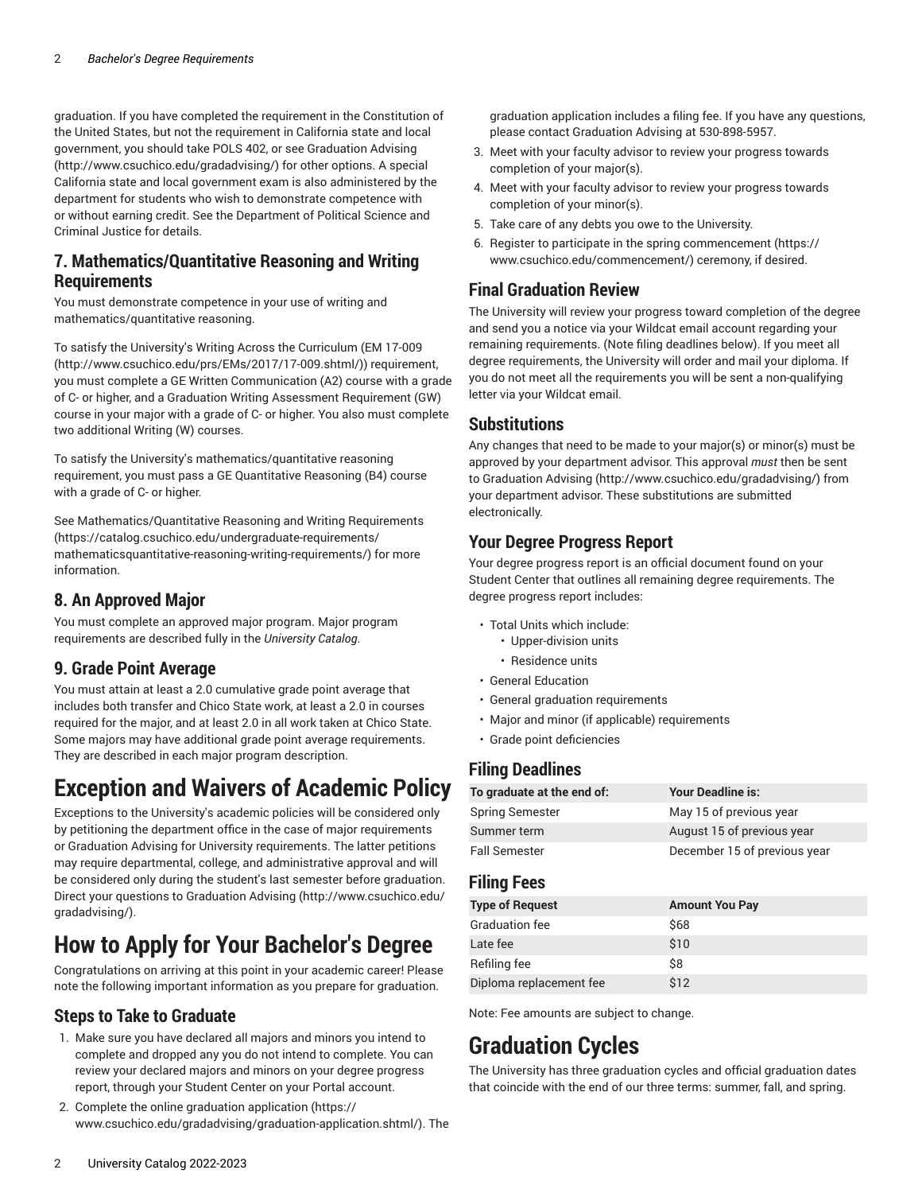graduation. If you have completed the requirement in the Constitution of the United States, but not the requirement in California state and local government, you should take POLS 402, or see Graduation Advising (http://www.csuchico.edu/gradadvising/) for other options. A special California state and local government exam is also administered by the department for students who wish to demonstrate competence with or without earning credit. See the Department of Political Science and Criminal Justice for details.

### 7. Mathematics/Quantitative Reasoning and Writing Requirements

You must demonstrate competence in your use of writing and mathematics/quantitative reasoning.

To satisfy the University's Writing Across the Curriculum (EM 17-009 (http://www.csuchico.edu/prs/EMs/2017/17-009.shtml/)) requirement, you must complete a GE Written Communication (A2) course with a grade of C- or higher, and a Graduation Writing Assessment Requirement (GW) course in your major with a grade of C- or higher. You also must complete two additional Writing (W) courses.

To satisfy the University's mathematics/quantitative reasoning requirement, you must pass a GE Quantitative Reasoning (B4) course with a grade of C- or higher.

See Mathematics/Quantitative Reasoning and Writing Requirements (https://catalog.csuchico.edu/undergraduate-requirements/mathematicsquantitative-reasoning-writing-requirements/) for more information.

### 8. An Approved Major

You must complete an approved major program. Major program requirements are described fully in the *University Catalog*.

### 9. Grade Point Average

You must attain at least a 2.0 cumulative grade point average that includes both transfer and Chico State work, at least a 2.0 in courses required for the major, and at least 2.0 in all work taken at Chico State. Some majors may have additional grade point average requirements. They are described in each major program description.

## Exception and Waivers of Academic Policy

Exceptions to the University's academic policies will be considered only by petitioning the department office in the case of major requirements or Graduation Advising for University requirements. The latter petitions may require departmental, college, and administrative approval and will be considered only during the student's last semester before graduation. Direct your questions to Graduation Advising (http://www.csuchico.edu/gradadvising/).

## How to Apply for Your Bachelor's Degree

Congratulations on arriving at this point in your academic career! Please note the following important information as you prepare for graduation.

### Steps to Take to Graduate

1. Make sure you have declared all majors and minors you intend to complete and dropped any you do not intend to complete. You can review your declared majors and minors on your degree progress report, through your Student Center on your Portal account.
2. Complete the online graduation application (https://www.csuchico.edu/gradadvising/graduation-application.shtml/). The graduation application includes a filing fee. If you have any questions, please contact Graduation Advising at 530-898-5957.
3. Meet with your faculty advisor to review your progress towards completion of your major(s).
4. Meet with your faculty advisor to review your progress towards completion of your minor(s).
5. Take care of any debts you owe to the University.
6. Register to participate in the spring commencement (https://www.csuchico.edu/commencement/) ceremony, if desired.

### Final Graduation Review

The University will review your progress toward completion of the degree and send you a notice via your Wildcat email account regarding your remaining requirements. (Note filing deadlines below). If you meet all degree requirements, the University will order and mail your diploma. If you do not meet all the requirements you will be sent a non-qualifying letter via your Wildcat email.

### Substitutions

Any changes that need to be made to your major(s) or minor(s) must be approved by your department advisor. This approval *must* then be sent to Graduation Advising (http://www.csuchico.edu/gradadvising/) from your department advisor. These substitutions are submitted electronically.

### Your Degree Progress Report

Your degree progress report is an official document found on your Student Center that outlines all remaining degree requirements. The degree progress report includes:

- Total Units which include:
  - Upper-division units
  - Residence units
- General Education
- General graduation requirements
- Major and minor (if applicable) requirements
- Grade point deficiencies

### Filing Deadlines

| To graduate at the end of: | Your Deadline is: |
|---|---|
| Spring Semester | May 15 of previous year |
| Summer term | August 15 of previous year |
| Fall Semester | December 15 of previous year |

### Filing Fees

| Type of Request | Amount You Pay |
|---|---|
| Graduation fee | $68 |
| Late fee | $10 |
| Refiling fee | $8 |
| Diploma replacement fee | $12 |

Note: Fee amounts are subject to change.

## Graduation Cycles

The University has three graduation cycles and official graduation dates that coincide with the end of our three terms: summer, fall, and spring.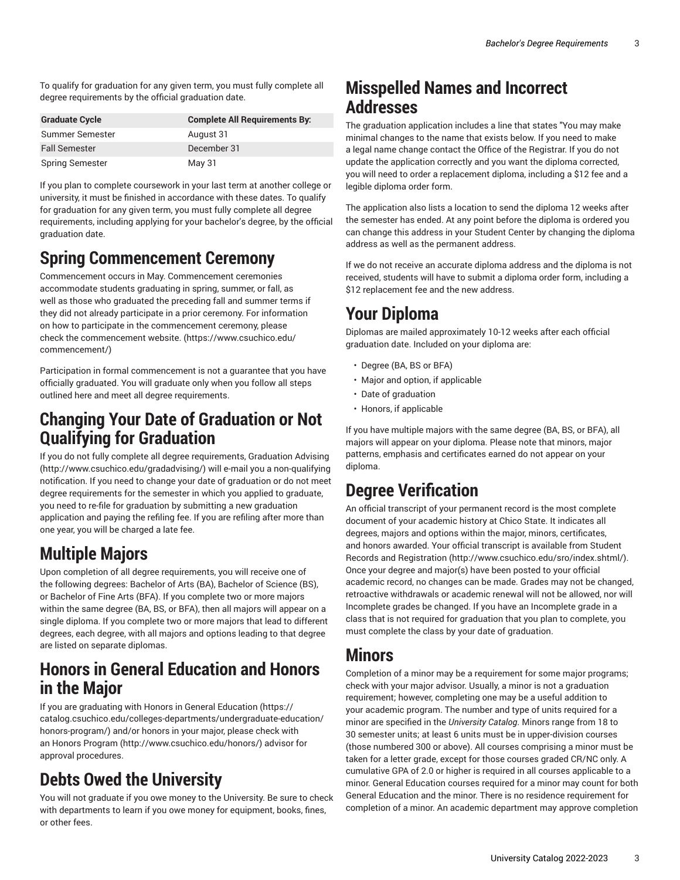To qualify for graduation for any given term, you must fully complete all degree requirements by the official graduation date.

| Graduate Cycle | Complete All Requirements By: |
| --- | --- |
| Summer Semester | August 31 |
| Fall Semester | December 31 |
| Spring Semester | May 31 |

If you plan to complete coursework in your last term at another college or university, it must be finished in accordance with these dates. To qualify for graduation for any given term, you must fully complete all degree requirements, including applying for your bachelor's degree, by the official graduation date.

## Spring Commencement Ceremony

Commencement occurs in May. Commencement ceremonies accommodate students graduating in spring, summer, or fall, as well as those who graduated the preceding fall and summer terms if they did not already participate in a prior ceremony. For information on how to participate in the commencement ceremony, please check the commencement website. (https://www.csuchico.edu/commencement/)

Participation in formal commencement is not a guarantee that you have officially graduated. You will graduate only when you follow all steps outlined here and meet all degree requirements.

## Changing Your Date of Graduation or Not Qualifying for Graduation

If you do not fully complete all degree requirements, Graduation Advising (http://www.csuchico.edu/gradadvising/) will e-mail you a non-qualifying notification. If you need to change your date of graduation or do not meet degree requirements for the semester in which you applied to graduate, you need to re-file for graduation by submitting a new graduation application and paying the refiling fee. If you are refiling after more than one year, you will be charged a late fee.

## Multiple Majors

Upon completion of all degree requirements, you will receive one of the following degrees: Bachelor of Arts (BA), Bachelor of Science (BS), or Bachelor of Fine Arts (BFA). If you complete two or more majors within the same degree (BA, BS, or BFA), then all majors will appear on a single diploma. If you complete two or more majors that lead to different degrees, each degree, with all majors and options leading to that degree are listed on separate diplomas.

## Honors in General Education and Honors in the Major

If you are graduating with Honors in General Education (https://catalog.csuchico.edu/colleges-departments/undergraduate-education/honors-program/) and/or honors in your major, please check with an Honors Program (http://www.csuchico.edu/honors/) advisor for approval procedures.

## Debts Owed the University

You will not graduate if you owe money to the University. Be sure to check with departments to learn if you owe money for equipment, books, fines, or other fees.

## Misspelled Names and Incorrect Addresses

The graduation application includes a line that states "You may make minimal changes to the name that exists below. If you need to make a legal name change contact the Office of the Registrar. If you do not update the application correctly and you want the diploma corrected, you will need to order a replacement diploma, including a $12 fee and a legible diploma order form.

The application also lists a location to send the diploma 12 weeks after the semester has ended. At any point before the diploma is ordered you can change this address in your Student Center by changing the diploma address as well as the permanent address.

If we do not receive an accurate diploma address and the diploma is not received, students will have to submit a diploma order form, including a $12 replacement fee and the new address.

## Your Diploma

Diplomas are mailed approximately 10-12 weeks after each official graduation date. Included on your diploma are:

- Degree (BA, BS or BFA)
- Major and option, if applicable
- Date of graduation
- Honors, if applicable

If you have multiple majors with the same degree (BA, BS, or BFA), all majors will appear on your diploma. Please note that minors, major patterns, emphasis and certificates earned do not appear on your diploma.

## Degree Verification

An official transcript of your permanent record is the most complete document of your academic history at Chico State. It indicates all degrees, majors and options within the major, minors, certificates, and honors awarded. Your official transcript is available from Student Records and Registration (http://www.csuchico.edu/sro/index.shtml/). Once your degree and major(s) have been posted to your official academic record, no changes can be made. Grades may not be changed, retroactive withdrawals or academic renewal will not be allowed, nor will Incomplete grades be changed. If you have an Incomplete grade in a class that is not required for graduation that you plan to complete, you must complete the class by your date of graduation.

## Minors

Completion of a minor may be a requirement for some major programs; check with your major advisor. Usually, a minor is not a graduation requirement; however, completing one may be a useful addition to your academic program. The number and type of units required for a minor are specified in the *University Catalog*. Minors range from 18 to 30 semester units; at least 6 units must be in upper-division courses (those numbered 300 or above). All courses comprising a minor must be taken for a letter grade, except for those courses graded CR/NC only. A cumulative GPA of 2.0 or higher is required in all courses applicable to a minor. General Education courses required for a minor may count for both General Education and the minor. There is no residence requirement for completion of a minor. An academic department may approve completion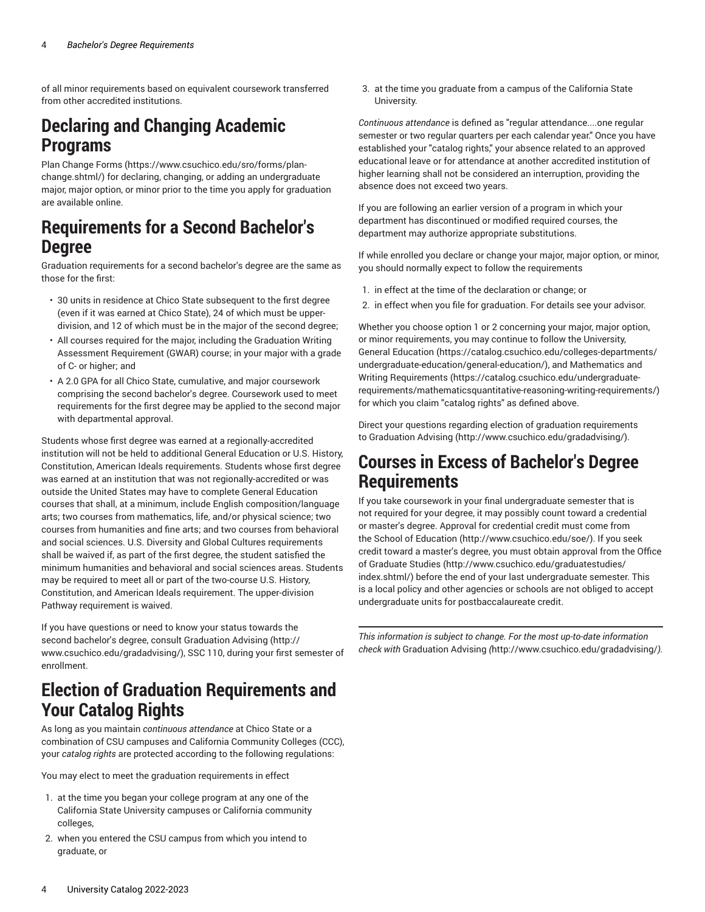of all minor requirements based on equivalent coursework transferred from other accredited institutions.

## Declaring and Changing Academic Programs

Plan Change Forms (https://www.csuchico.edu/sro/forms/plan-change.shtml/) for declaring, changing, or adding an undergraduate major, major option, or minor prior to the time you apply for graduation are available online.

## Requirements for a Second Bachelor's Degree

Graduation requirements for a second bachelor's degree are the same as those for the first:

- 30 units in residence at Chico State subsequent to the first degree (even if it was earned at Chico State), 24 of which must be upper-division, and 12 of which must be in the major of the second degree;
- All courses required for the major, including the Graduation Writing Assessment Requirement (GWAR) course; in your major with a grade of C- or higher; and
- A 2.0 GPA for all Chico State, cumulative, and major coursework comprising the second bachelor's degree. Coursework used to meet requirements for the first degree may be applied to the second major with departmental approval.

Students whose first degree was earned at a regionally-accredited institution will not be held to additional General Education or U.S. History, Constitution, American Ideals requirements. Students whose first degree was earned at an institution that was not regionally-accredited or was outside the United States may have to complete General Education courses that shall, at a minimum, include English composition/language arts; two courses from mathematics, life, and/or physical science; two courses from humanities and fine arts; and two courses from behavioral and social sciences. U.S. Diversity and Global Cultures requirements shall be waived if, as part of the first degree, the student satisfied the minimum humanities and behavioral and social sciences areas. Students may be required to meet all or part of the two-course U.S. History, Constitution, and American Ideals requirement. The upper-division Pathway requirement is waived.

If you have questions or need to know your status towards the second bachelor's degree, consult Graduation Advising (http://www.csuchico.edu/gradadvising/), SSC 110, during your first semester of enrollment.

## Election of Graduation Requirements and Your Catalog Rights

As long as you maintain *continuous attendance* at Chico State or a combination of CSU campuses and California Community Colleges (CCC), your *catalog rights* are protected according to the following regulations:

You may elect to meet the graduation requirements in effect

1. at the time you began your college program at any one of the California State University campuses or California community colleges,
2. when you entered the CSU campus from which you intend to graduate, or
3. at the time you graduate from a campus of the California State University.

*Continuous attendance* is defined as "regular attendance....one regular semester or two regular quarters per each calendar year." Once you have established your "catalog rights," your absence related to an approved educational leave or for attendance at another accredited institution of higher learning shall not be considered an interruption, providing the absence does not exceed two years.

If you are following an earlier version of a program in which your department has discontinued or modified required courses, the department may authorize appropriate substitutions.

If while enrolled you declare or change your major, major option, or minor, you should normally expect to follow the requirements

1. in effect at the time of the declaration or change; or
2. in effect when you file for graduation. For details see your advisor.

Whether you choose option 1 or 2 concerning your major, major option, or minor requirements, you may continue to follow the University, General Education (https://catalog.csuchico.edu/colleges-departments/undergraduate-education/general-education/), and Mathematics and Writing Requirements (https://catalog.csuchico.edu/undergraduate-requirements/mathematicsquantitative-reasoning-writing-requirements/) for which you claim "catalog rights" as defined above.

Direct your questions regarding election of graduation requirements to Graduation Advising (http://www.csuchico.edu/gradadvising/).

## Courses in Excess of Bachelor's Degree Requirements

If you take coursework in your final undergraduate semester that is not required for your degree, it may possibly count toward a credential or master's degree. Approval for credential credit must come from the School of Education (http://www.csuchico.edu/soe/). If you seek credit toward a master's degree, you must obtain approval from the Office of Graduate Studies (http://www.csuchico.edu/graduatestudies/index.shtml/) before the end of your last undergraduate semester. This is a local policy and other agencies or schools are not obliged to accept undergraduate units for postbaccalaureate credit.

---

*This information is subject to change. For the most up-to-date information check with* Graduation Advising *(*http://www.csuchico.edu/gradadvising/*).*